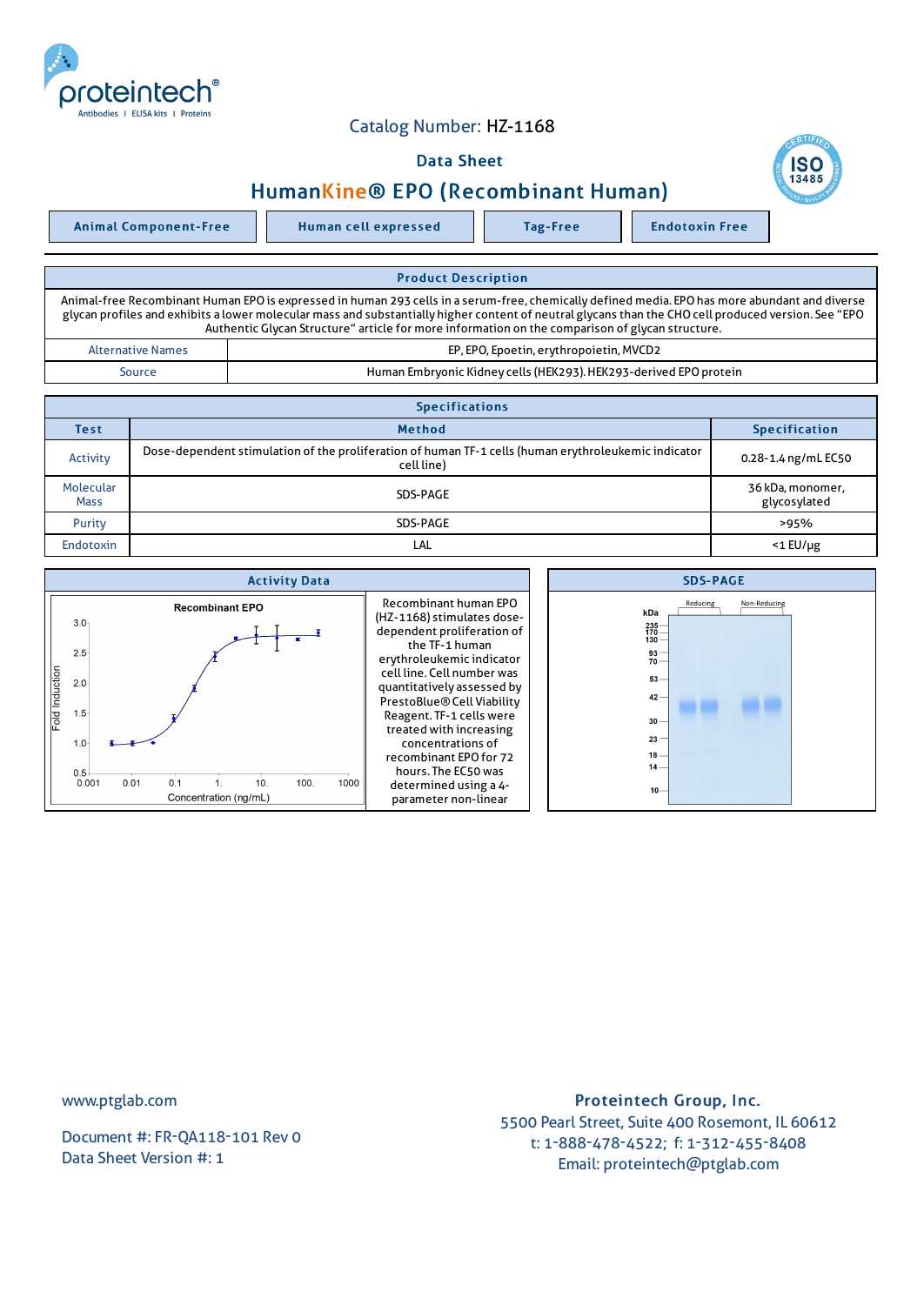Catalog Number: HZ-1168

Data Sheet

# HumanKine® EPO (Recombinant Human)

Animal Component-Free | Human cell expressed | Tag-Free | Endotoxin Free

## Product Description

Animal-free Recombinant Human EPO is expressed in human 293 cells in a serum-free, chemically defined media. EPO has more abundant and diverse glycan profiles and exhibits a lower molecular mass and substantially higher content of neutral glycans than the CHO cell produced version. See "EPO Authentic Glycan Structure" article for more information on the comparison of glycan structure.

| | |
|---|---|
| Alternative Names | EP, EPO, Epoetin, erythropoietin, MVCD2 |
| Source | Human Embryonic Kidney cells (HEK293). HEK293-derived EPO protein |

## Specifications

| Test | Method | Specification |
|---|---|---|
| Activity | Dose-dependent stimulation of the proliferation of human TF-1 cells (human erythroleukemic indicator cell line) | 0.28-1.4 ng/mL EC50 |
| Molecular Mass | SDS-PAGE | 36 kDa, monomer, glycosylated |
| Purity | SDS-PAGE | >95% |
| Endotoxin | LAL | <1 EU/μg |

## Activity Data

Recombinant human EPO (HZ-1168) stimulates dose-dependent proliferation of the TF-1 human erythroleukemic indicator cell line. Cell number was quantitatively assessed by PrestoBlue® Cell Viability Reagent. TF-1 cells were treated with increasing concentrations of recombinant EPO for 72 hours. The EC50 was determined using a 4-parameter non-linear

## SDS-PAGE

www.ptglab.com

Document #: FR-QA118-101 Rev 0
Data Sheet Version #: 1

**Proteintech Group, Inc.**
5500 Pearl Street, Suite 400 Rosemont, IL 60612
t: 1-888-478-4522; f: 1-312-455-8408
Email: proteintech@ptglab.com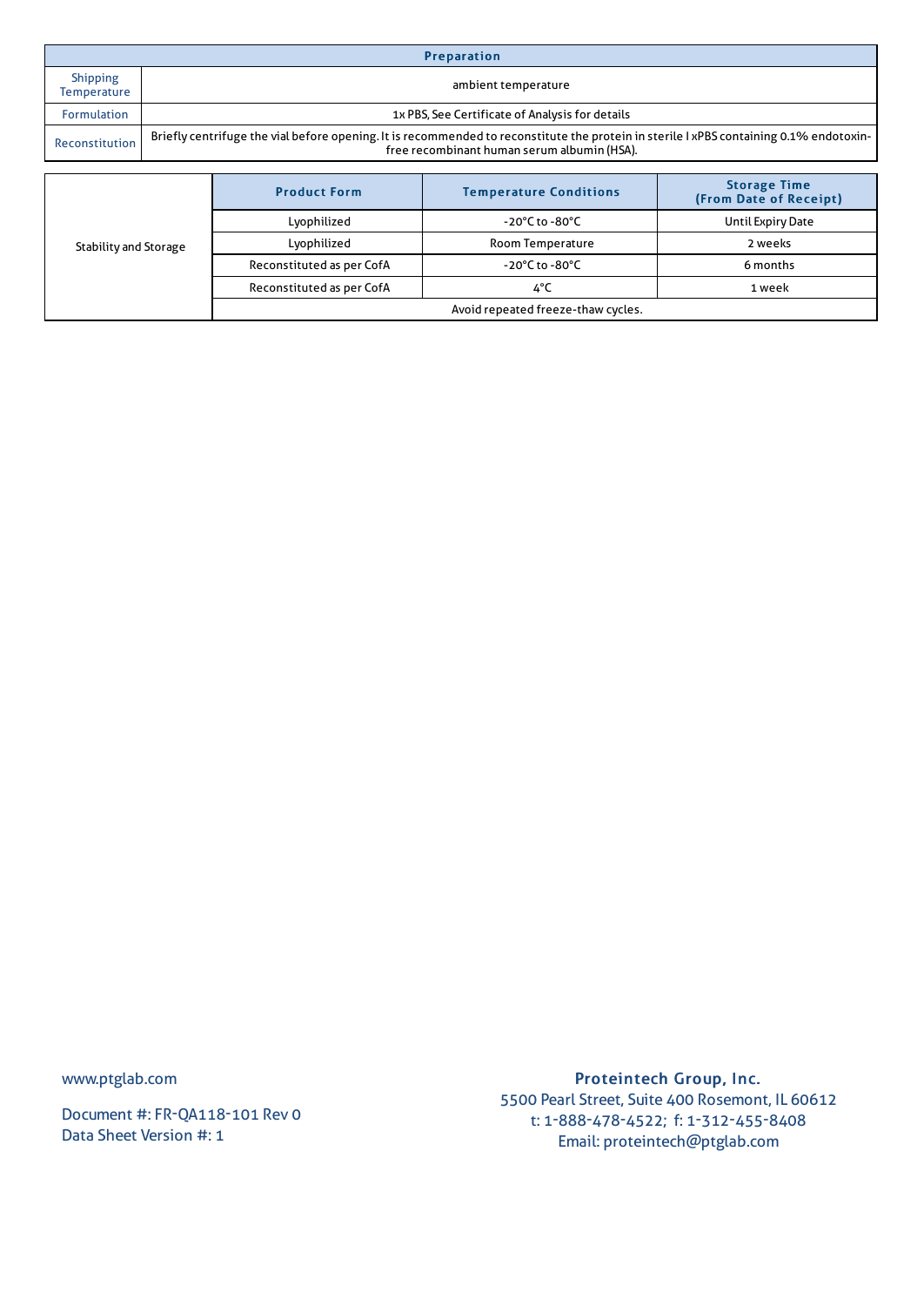| Preparation | |
| --- | --- |
| Shipping Temperature | ambient temperature |
| Formulation | 1x PBS, See Certificate of Analysis for details |
| Reconstitution | Briefly centrifuge the vial before opening. It is recommended to reconstitute the protein in sterile I xPBS containing 0.1% endotoxin-free recombinant human serum albumin (HSA). |

| | Product Form | Temperature Conditions | Storage Time (From Date of Receipt) |
| --- | --- | --- | --- |
| Stability and Storage | Lyophilized | -20°C to -80°C | Until Expiry Date |
| | Lyophilized | Room Temperature | 2 weeks |
| | Reconstituted as per CofA | -20°C to -80°C | 6 months |
| | Reconstituted as per CofA | 4°C | 1 week |
| | Avoid repeated freeze-thaw cycles. | | |

www.ptglab.com

Document #: FR-QA118-101 Rev 0
Data Sheet Version #: 1

**Proteintech Group, Inc.**
5500 Pearl Street, Suite 400 Rosemont, IL 60612
t: 1-888-478-4522; f: 1-312-455-8408
Email: proteintech@ptglab.com